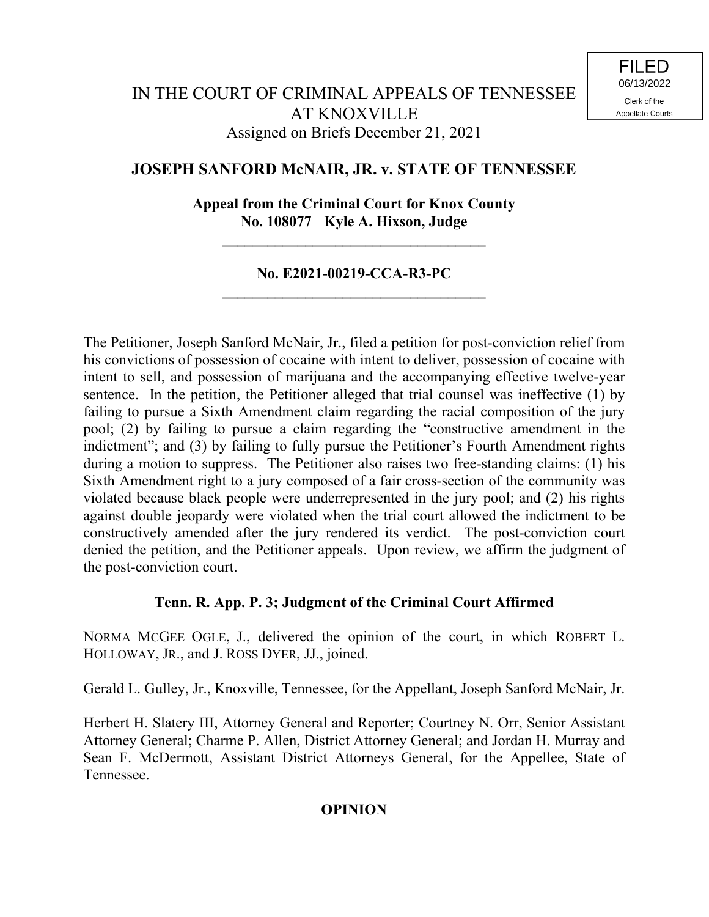FILED
06/13/2022
Clerk of the
Appellate Courts

IN THE COURT OF CRIMINAL APPEALS OF TENNESSEE
AT KNOXVILLE
Assigned on Briefs December 21, 2021

**JOSEPH SANFORD McNAIR, JR. v. STATE OF TENNESSEE**

**Appeal from the Criminal Court for Knox County**
**No. 108077 Kyle A. Hixson, Judge**

---

**No. E2021-00219-CCA-R3-PC**

---

The Petitioner, Joseph Sanford McNair, Jr., filed a petition for post-conviction relief from his convictions of possession of cocaine with intent to deliver, possession of cocaine with intent to sell, and possession of marijuana and the accompanying effective twelve-year sentence. In the petition, the Petitioner alleged that trial counsel was ineffective (1) by failing to pursue a Sixth Amendment claim regarding the racial composition of the jury pool; (2) by failing to pursue a claim regarding the "constructive amendment in the indictment"; and (3) by failing to fully pursue the Petitioner's Fourth Amendment rights during a motion to suppress. The Petitioner also raises two free-standing claims: (1) his Sixth Amendment right to a jury composed of a fair cross-section of the community was violated because black people were underrepresented in the jury pool; and (2) his rights against double jeopardy were violated when the trial court allowed the indictment to be constructively amended after the jury rendered its verdict. The post-conviction court denied the petition, and the Petitioner appeals. Upon review, we affirm the judgment of the post-conviction court.

**Tenn. R. App. P. 3; Judgment of the Criminal Court Affirmed**

NORMA MCGEE OGLE, J., delivered the opinion of the court, in which ROBERT L. HOLLOWAY, JR., and J. ROSS DYER, JJ., joined.

Gerald L. Gulley, Jr., Knoxville, Tennessee, for the Appellant, Joseph Sanford McNair, Jr.

Herbert H. Slatery III, Attorney General and Reporter; Courtney N. Orr, Senior Assistant Attorney General; Charme P. Allen, District Attorney General; and Jordan H. Murray and Sean F. McDermott, Assistant District Attorneys General, for the Appellee, State of Tennessee.

**OPINION**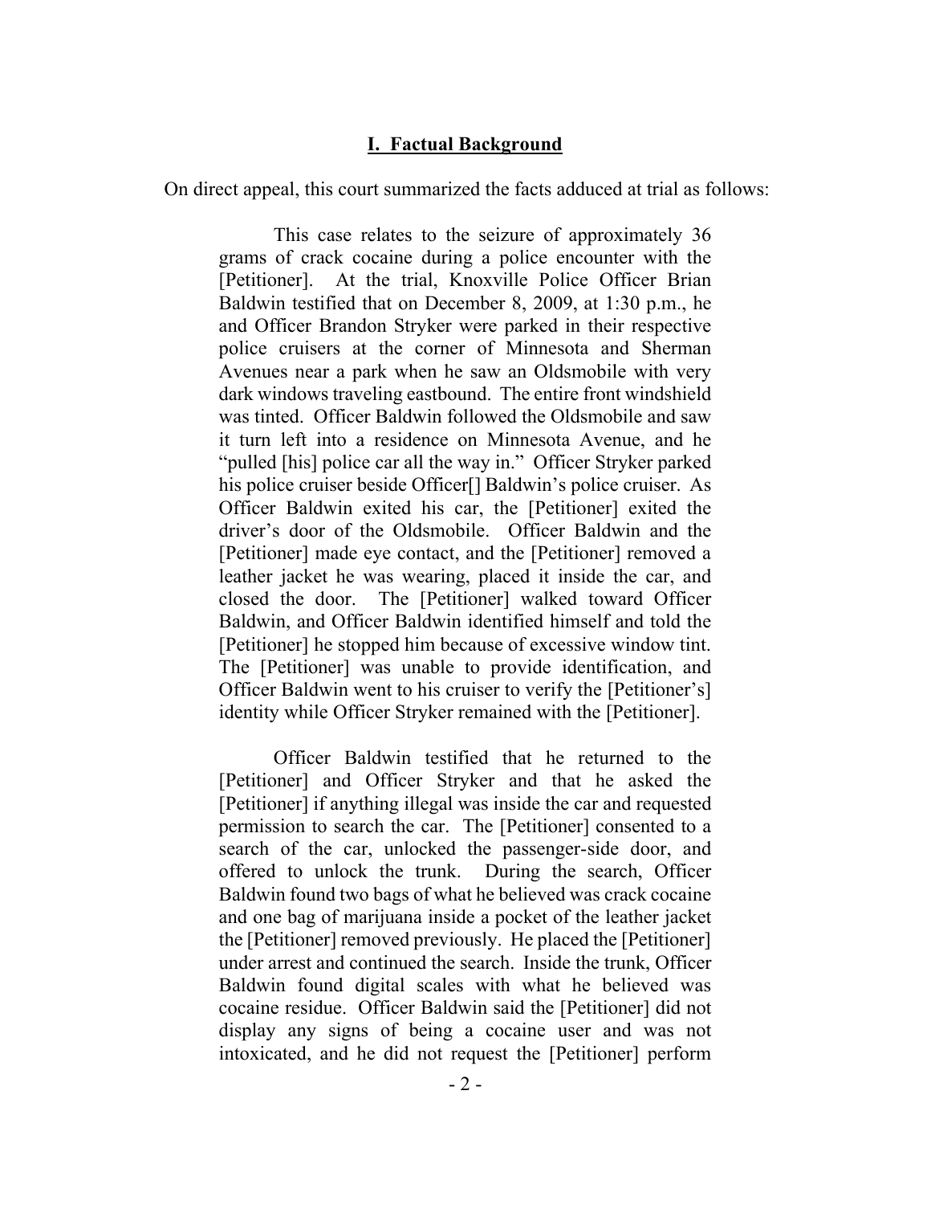## I. Factual Background

On direct appeal, this court summarized the facts adduced at trial as follows:

> This case relates to the seizure of approximately 36 grams of crack cocaine during a police encounter with the [Petitioner]. At the trial, Knoxville Police Officer Brian Baldwin testified that on December 8, 2009, at 1:30 p.m., he and Officer Brandon Stryker were parked in their respective police cruisers at the corner of Minnesota and Sherman Avenues near a park when he saw an Oldsmobile with very dark windows traveling eastbound. The entire front windshield was tinted. Officer Baldwin followed the Oldsmobile and saw it turn left into a residence on Minnesota Avenue, and he "pulled [his] police car all the way in." Officer Stryker parked his police cruiser beside Officer[] Baldwin's police cruiser. As Officer Baldwin exited his car, the [Petitioner] exited the driver's door of the Oldsmobile. Officer Baldwin and the [Petitioner] made eye contact, and the [Petitioner] removed a leather jacket he was wearing, placed it inside the car, and closed the door. The [Petitioner] walked toward Officer Baldwin, and Officer Baldwin identified himself and told the [Petitioner] he stopped him because of excessive window tint. The [Petitioner] was unable to provide identification, and Officer Baldwin went to his cruiser to verify the [Petitioner's] identity while Officer Stryker remained with the [Petitioner].
>
> Officer Baldwin testified that he returned to the [Petitioner] and Officer Stryker and that he asked the [Petitioner] if anything illegal was inside the car and requested permission to search the car. The [Petitioner] consented to a search of the car, unlocked the passenger-side door, and offered to unlock the trunk. During the search, Officer Baldwin found two bags of what he believed was crack cocaine and one bag of marijuana inside a pocket of the leather jacket the [Petitioner] removed previously. He placed the [Petitioner] under arrest and continued the search. Inside the trunk, Officer Baldwin found digital scales with what he believed was cocaine residue. Officer Baldwin said the [Petitioner] did not display any signs of being a cocaine user and was not intoxicated, and he did not request the [Petitioner] perform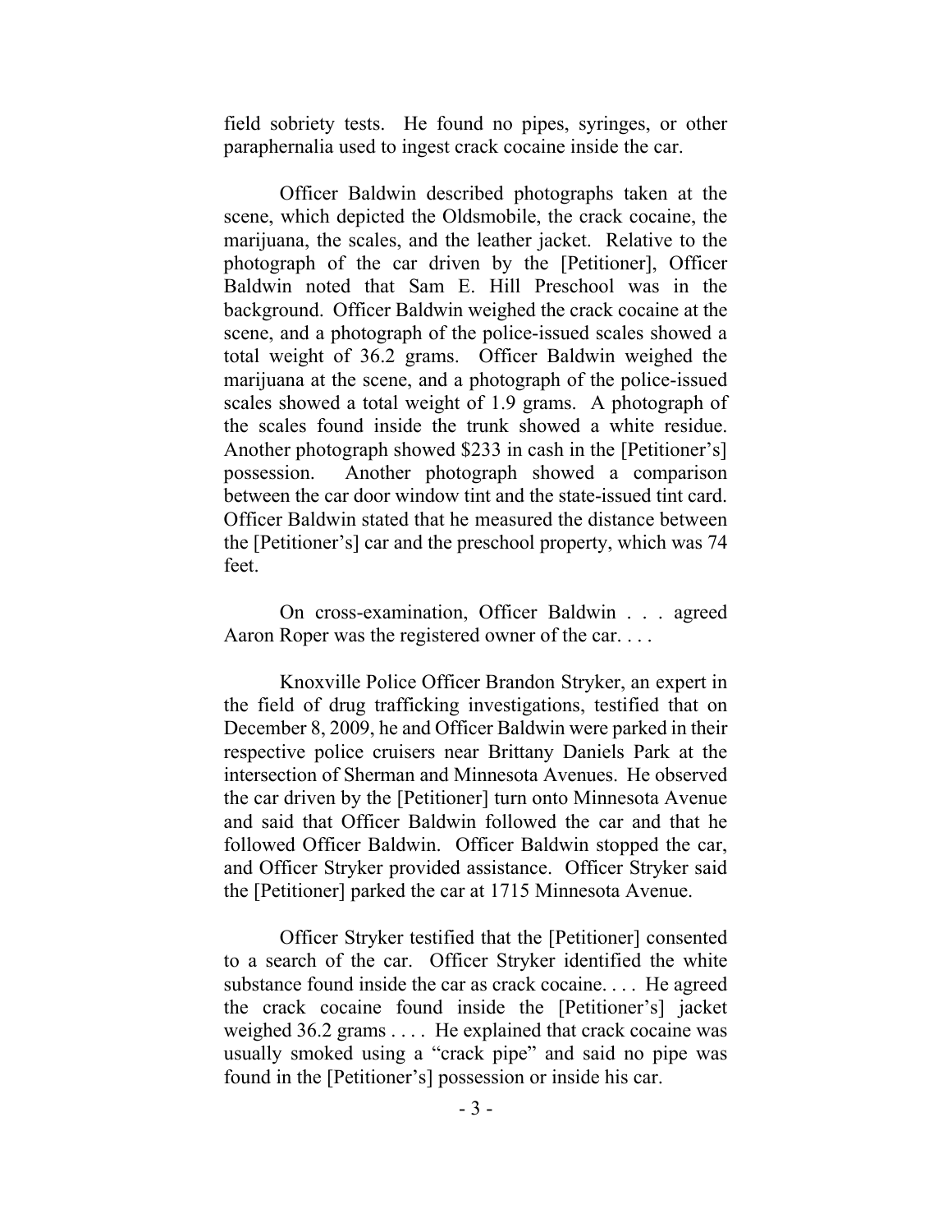field sobriety tests. He found no pipes, syringes, or other paraphernalia used to ingest crack cocaine inside the car.

Officer Baldwin described photographs taken at the scene, which depicted the Oldsmobile, the crack cocaine, the marijuana, the scales, and the leather jacket. Relative to the photograph of the car driven by the [Petitioner], Officer Baldwin noted that Sam E. Hill Preschool was in the background. Officer Baldwin weighed the crack cocaine at the scene, and a photograph of the police-issued scales showed a total weight of 36.2 grams. Officer Baldwin weighed the marijuana at the scene, and a photograph of the police-issued scales showed a total weight of 1.9 grams. A photograph of the scales found inside the trunk showed a white residue. Another photograph showed $233 in cash in the [Petitioner's] possession. Another photograph showed a comparison between the car door window tint and the state-issued tint card. Officer Baldwin stated that he measured the distance between the [Petitioner's] car and the preschool property, which was 74 feet.

On cross-examination, Officer Baldwin . . . agreed Aaron Roper was the registered owner of the car. . . .

Knoxville Police Officer Brandon Stryker, an expert in the field of drug trafficking investigations, testified that on December 8, 2009, he and Officer Baldwin were parked in their respective police cruisers near Brittany Daniels Park at the intersection of Sherman and Minnesota Avenues. He observed the car driven by the [Petitioner] turn onto Minnesota Avenue and said that Officer Baldwin followed the car and that he followed Officer Baldwin. Officer Baldwin stopped the car, and Officer Stryker provided assistance. Officer Stryker said the [Petitioner] parked the car at 1715 Minnesota Avenue.

Officer Stryker testified that the [Petitioner] consented to a search of the car. Officer Stryker identified the white substance found inside the car as crack cocaine. . . . He agreed the crack cocaine found inside the [Petitioner's] jacket weighed 36.2 grams . . . . He explained that crack cocaine was usually smoked using a "crack pipe" and said no pipe was found in the [Petitioner's] possession or inside his car.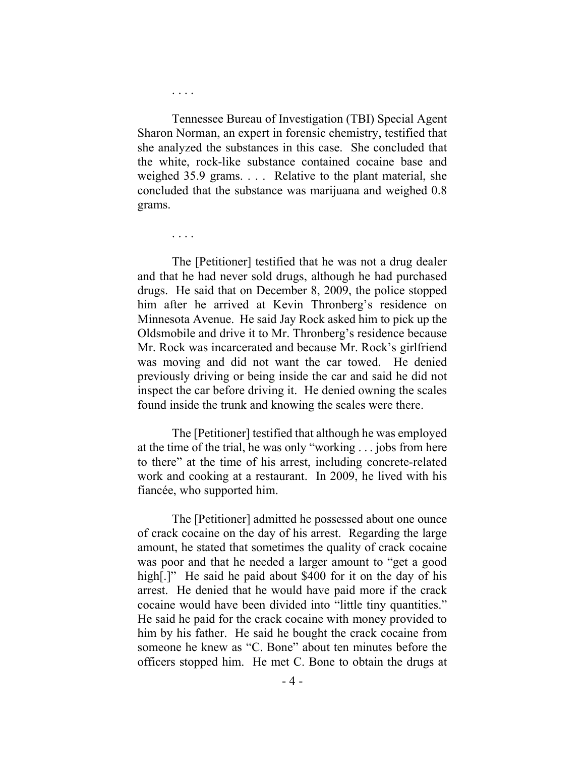. . . .

Tennessee Bureau of Investigation (TBI) Special Agent Sharon Norman, an expert in forensic chemistry, testified that she analyzed the substances in this case. She concluded that the white, rock-like substance contained cocaine base and weighed 35.9 grams. . . . Relative to the plant material, she concluded that the substance was marijuana and weighed 0.8 grams.

. . . .

The [Petitioner] testified that he was not a drug dealer and that he had never sold drugs, although he had purchased drugs. He said that on December 8, 2009, the police stopped him after he arrived at Kevin Thronberg's residence on Minnesota Avenue. He said Jay Rock asked him to pick up the Oldsmobile and drive it to Mr. Thronberg's residence because Mr. Rock was incarcerated and because Mr. Rock's girlfriend was moving and did not want the car towed. He denied previously driving or being inside the car and said he did not inspect the car before driving it. He denied owning the scales found inside the trunk and knowing the scales were there.

The [Petitioner] testified that although he was employed at the time of the trial, he was only "working . . . jobs from here to there" at the time of his arrest, including concrete-related work and cooking at a restaurant. In 2009, he lived with his fiancée, who supported him.

The [Petitioner] admitted he possessed about one ounce of crack cocaine on the day of his arrest. Regarding the large amount, he stated that sometimes the quality of crack cocaine was poor and that he needed a larger amount to "get a good high[.]" He said he paid about $400 for it on the day of his arrest. He denied that he would have paid more if the crack cocaine would have been divided into "little tiny quantities." He said he paid for the crack cocaine with money provided to him by his father. He said he bought the crack cocaine from someone he knew as "C. Bone" about ten minutes before the officers stopped him. He met C. Bone to obtain the drugs at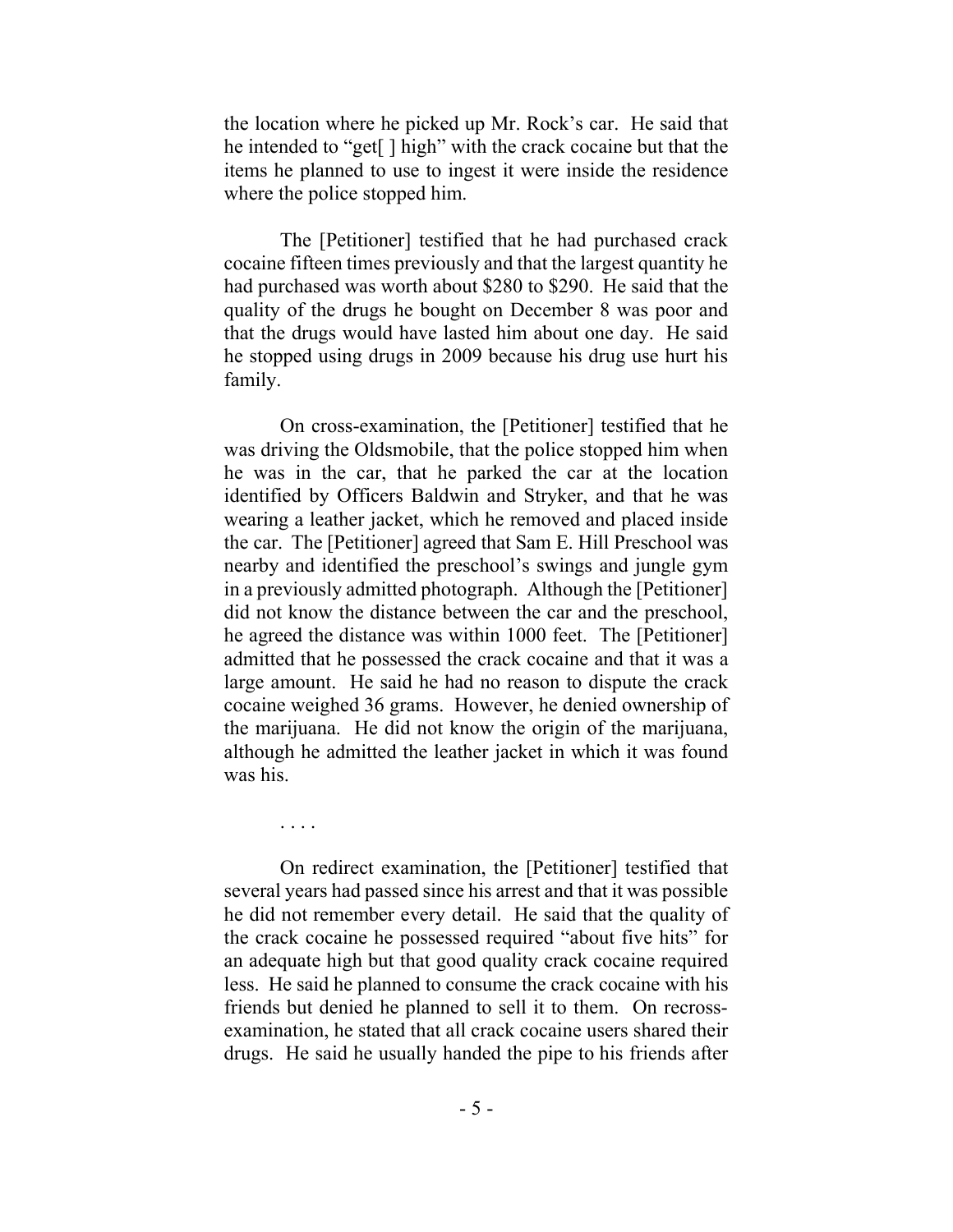the location where he picked up Mr. Rock's car. He said that he intended to "get[ ] high" with the crack cocaine but that the items he planned to use to ingest it were inside the residence where the police stopped him.

The [Petitioner] testified that he had purchased crack cocaine fifteen times previously and that the largest quantity he had purchased was worth about $280 to $290. He said that the quality of the drugs he bought on December 8 was poor and that the drugs would have lasted him about one day. He said he stopped using drugs in 2009 because his drug use hurt his family.

On cross-examination, the [Petitioner] testified that he was driving the Oldsmobile, that the police stopped him when he was in the car, that he parked the car at the location identified by Officers Baldwin and Stryker, and that he was wearing a leather jacket, which he removed and placed inside the car. The [Petitioner] agreed that Sam E. Hill Preschool was nearby and identified the preschool's swings and jungle gym in a previously admitted photograph. Although the [Petitioner] did not know the distance between the car and the preschool, he agreed the distance was within 1000 feet. The [Petitioner] admitted that he possessed the crack cocaine and that it was a large amount. He said he had no reason to dispute the crack cocaine weighed 36 grams. However, he denied ownership of the marijuana. He did not know the origin of the marijuana, although he admitted the leather jacket in which it was found was his.

. . . .

On redirect examination, the [Petitioner] testified that several years had passed since his arrest and that it was possible he did not remember every detail. He said that the quality of the crack cocaine he possessed required "about five hits" for an adequate high but that good quality crack cocaine required less. He said he planned to consume the crack cocaine with his friends but denied he planned to sell it to them. On recross-examination, he stated that all crack cocaine users shared their drugs. He said he usually handed the pipe to his friends after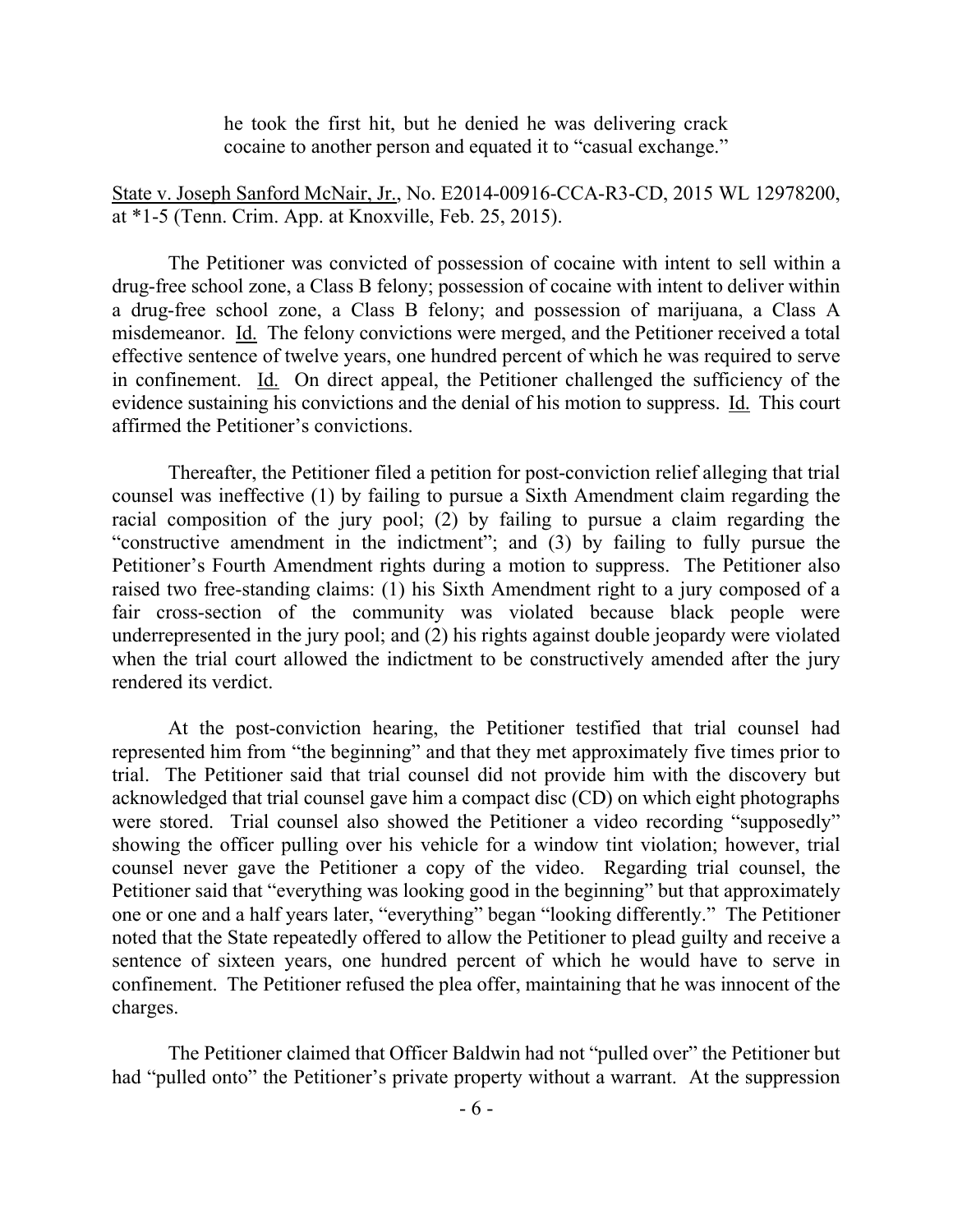> he took the first hit, but he denied he was delivering crack cocaine to another person and equated it to "casual exchange."

State v. Joseph Sanford McNair, Jr., No. E2014-00916-CCA-R3-CD, 2015 WL 12978200, at *1-5 (Tenn. Crim. App. at Knoxville, Feb. 25, 2015).

The Petitioner was convicted of possession of cocaine with intent to sell within a drug-free school zone, a Class B felony; possession of cocaine with intent to deliver within a drug-free school zone, a Class B felony; and possession of marijuana, a Class A misdemeanor. Id. The felony convictions were merged, and the Petitioner received a total effective sentence of twelve years, one hundred percent of which he was required to serve in confinement. Id. On direct appeal, the Petitioner challenged the sufficiency of the evidence sustaining his convictions and the denial of his motion to suppress. Id. This court affirmed the Petitioner's convictions.

Thereafter, the Petitioner filed a petition for post-conviction relief alleging that trial counsel was ineffective (1) by failing to pursue a Sixth Amendment claim regarding the racial composition of the jury pool; (2) by failing to pursue a claim regarding the "constructive amendment in the indictment"; and (3) by failing to fully pursue the Petitioner's Fourth Amendment rights during a motion to suppress. The Petitioner also raised two free-standing claims: (1) his Sixth Amendment right to a jury composed of a fair cross-section of the community was violated because black people were underrepresented in the jury pool; and (2) his rights against double jeopardy were violated when the trial court allowed the indictment to be constructively amended after the jury rendered its verdict.

At the post-conviction hearing, the Petitioner testified that trial counsel had represented him from "the beginning" and that they met approximately five times prior to trial. The Petitioner said that trial counsel did not provide him with the discovery but acknowledged that trial counsel gave him a compact disc (CD) on which eight photographs were stored. Trial counsel also showed the Petitioner a video recording "supposedly" showing the officer pulling over his vehicle for a window tint violation; however, trial counsel never gave the Petitioner a copy of the video. Regarding trial counsel, the Petitioner said that "everything was looking good in the beginning" but that approximately one or one and a half years later, "everything" began "looking differently." The Petitioner noted that the State repeatedly offered to allow the Petitioner to plead guilty and receive a sentence of sixteen years, one hundred percent of which he would have to serve in confinement. The Petitioner refused the plea offer, maintaining that he was innocent of the charges.

The Petitioner claimed that Officer Baldwin had not "pulled over" the Petitioner but had "pulled onto" the Petitioner's private property without a warrant. At the suppression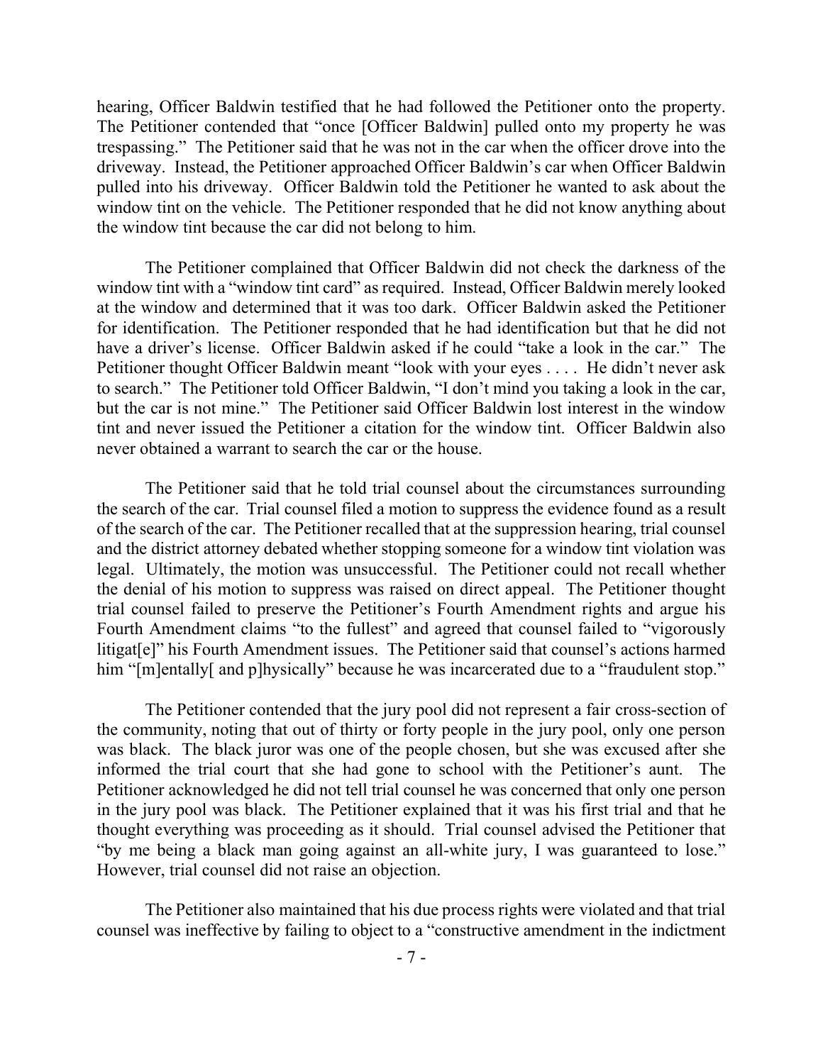hearing, Officer Baldwin testified that he had followed the Petitioner onto the property. The Petitioner contended that "once [Officer Baldwin] pulled onto my property he was trespassing." The Petitioner said that he was not in the car when the officer drove into the driveway. Instead, the Petitioner approached Officer Baldwin's car when Officer Baldwin pulled into his driveway. Officer Baldwin told the Petitioner he wanted to ask about the window tint on the vehicle. The Petitioner responded that he did not know anything about the window tint because the car did not belong to him.

The Petitioner complained that Officer Baldwin did not check the darkness of the window tint with a "window tint card" as required. Instead, Officer Baldwin merely looked at the window and determined that it was too dark. Officer Baldwin asked the Petitioner for identification. The Petitioner responded that he had identification but that he did not have a driver's license. Officer Baldwin asked if he could "take a look in the car." The Petitioner thought Officer Baldwin meant "look with your eyes . . . . He didn't never ask to search." The Petitioner told Officer Baldwin, "I don't mind you taking a look in the car, but the car is not mine." The Petitioner said Officer Baldwin lost interest in the window tint and never issued the Petitioner a citation for the window tint. Officer Baldwin also never obtained a warrant to search the car or the house.

The Petitioner said that he told trial counsel about the circumstances surrounding the search of the car. Trial counsel filed a motion to suppress the evidence found as a result of the search of the car. The Petitioner recalled that at the suppression hearing, trial counsel and the district attorney debated whether stopping someone for a window tint violation was legal. Ultimately, the motion was unsuccessful. The Petitioner could not recall whether the denial of his motion to suppress was raised on direct appeal. The Petitioner thought trial counsel failed to preserve the Petitioner's Fourth Amendment rights and argue his Fourth Amendment claims "to the fullest" and agreed that counsel failed to "vigorously litigat[e]" his Fourth Amendment issues. The Petitioner said that counsel's actions harmed him "[m]entally[ and p]hysically" because he was incarcerated due to a "fraudulent stop."

The Petitioner contended that the jury pool did not represent a fair cross-section of the community, noting that out of thirty or forty people in the jury pool, only one person was black. The black juror was one of the people chosen, but she was excused after she informed the trial court that she had gone to school with the Petitioner's aunt. The Petitioner acknowledged he did not tell trial counsel he was concerned that only one person in the jury pool was black. The Petitioner explained that it was his first trial and that he thought everything was proceeding as it should. Trial counsel advised the Petitioner that "by me being a black man going against an all-white jury, I was guaranteed to lose." However, trial counsel did not raise an objection.

The Petitioner also maintained that his due process rights were violated and that trial counsel was ineffective by failing to object to a "constructive amendment in the indictment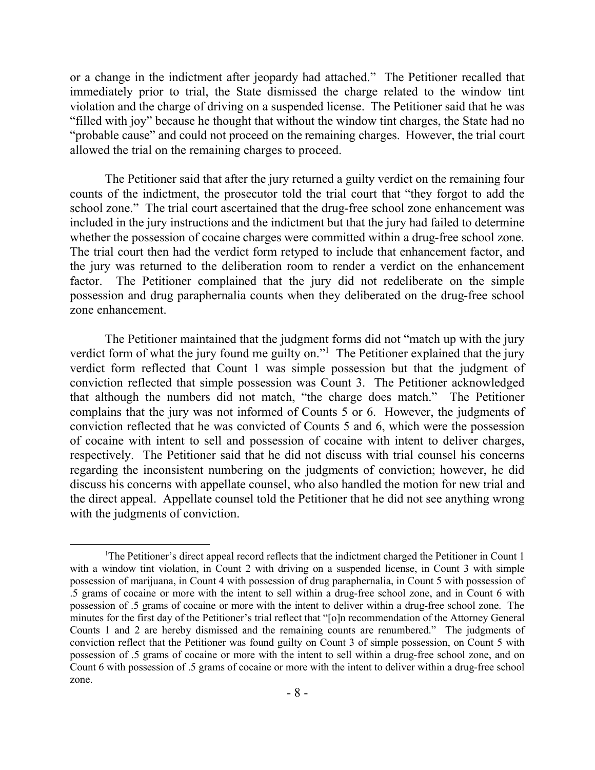or a change in the indictment after jeopardy had attached." The Petitioner recalled that immediately prior to trial, the State dismissed the charge related to the window tint violation and the charge of driving on a suspended license. The Petitioner said that he was "filled with joy" because he thought that without the window tint charges, the State had no "probable cause" and could not proceed on the remaining charges. However, the trial court allowed the trial on the remaining charges to proceed.

The Petitioner said that after the jury returned a guilty verdict on the remaining four counts of the indictment, the prosecutor told the trial court that "they forgot to add the school zone." The trial court ascertained that the drug-free school zone enhancement was included in the jury instructions and the indictment but that the jury had failed to determine whether the possession of cocaine charges were committed within a drug-free school zone. The trial court then had the verdict form retyped to include that enhancement factor, and the jury was returned to the deliberation room to render a verdict on the enhancement factor. The Petitioner complained that the jury did not redeliberate on the simple possession and drug paraphernalia counts when they deliberated on the drug-free school zone enhancement.

The Petitioner maintained that the judgment forms did not "match up with the jury verdict form of what the jury found me guilty on."[1] The Petitioner explained that the jury verdict form reflected that Count 1 was simple possession but that the judgment of conviction reflected that simple possession was Count 3. The Petitioner acknowledged that although the numbers did not match, "the charge does match." The Petitioner complains that the jury was not informed of Counts 5 or 6. However, the judgments of conviction reflected that he was convicted of Counts 5 and 6, which were the possession of cocaine with intent to sell and possession of cocaine with intent to deliver charges, respectively. The Petitioner said that he did not discuss with trial counsel his concerns regarding the inconsistent numbering on the judgments of conviction; however, he did discuss his concerns with appellate counsel, who also handled the motion for new trial and the direct appeal. Appellate counsel told the Petitioner that he did not see anything wrong with the judgments of conviction.

---

[1]The Petitioner's direct appeal record reflects that the indictment charged the Petitioner in Count 1 with a window tint violation, in Count 2 with driving on a suspended license, in Count 3 with simple possession of marijuana, in Count 4 with possession of drug paraphernalia, in Count 5 with possession of .5 grams of cocaine or more with the intent to sell within a drug-free school zone, and in Count 6 with possession of .5 grams of cocaine or more with the intent to deliver within a drug-free school zone. The minutes for the first day of the Petitioner's trial reflect that "[o]n recommendation of the Attorney General Counts 1 and 2 are hereby dismissed and the remaining counts are renumbered." The judgments of conviction reflect that the Petitioner was found guilty on Count 3 of simple possession, on Count 5 with possession of .5 grams of cocaine or more with the intent to sell within a drug-free school zone, and on Count 6 with possession of .5 grams of cocaine or more with the intent to deliver within a drug-free school zone.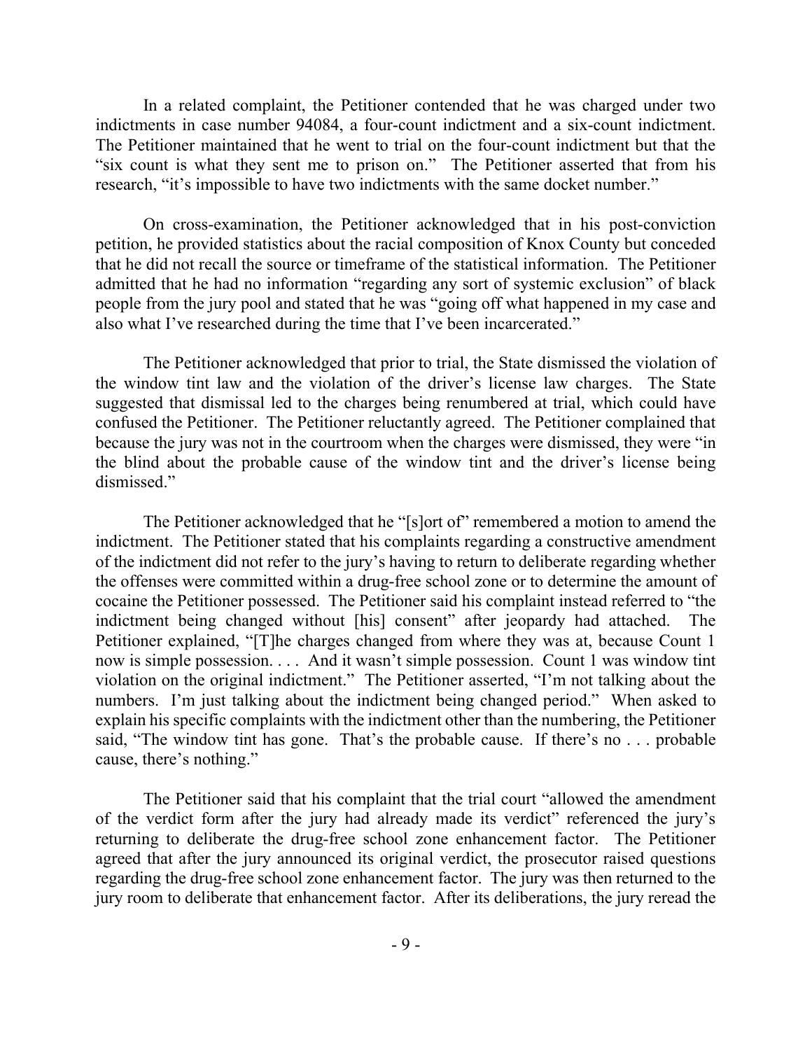In a related complaint, the Petitioner contended that he was charged under two indictments in case number 94084, a four-count indictment and a six-count indictment. The Petitioner maintained that he went to trial on the four-count indictment but that the "six count is what they sent me to prison on." The Petitioner asserted that from his research, "it's impossible to have two indictments with the same docket number."

On cross-examination, the Petitioner acknowledged that in his post-conviction petition, he provided statistics about the racial composition of Knox County but conceded that he did not recall the source or timeframe of the statistical information. The Petitioner admitted that he had no information "regarding any sort of systemic exclusion" of black people from the jury pool and stated that he was "going off what happened in my case and also what I've researched during the time that I've been incarcerated."

The Petitioner acknowledged that prior to trial, the State dismissed the violation of the window tint law and the violation of the driver's license law charges. The State suggested that dismissal led to the charges being renumbered at trial, which could have confused the Petitioner. The Petitioner reluctantly agreed. The Petitioner complained that because the jury was not in the courtroom when the charges were dismissed, they were "in the blind about the probable cause of the window tint and the driver's license being dismissed."

The Petitioner acknowledged that he "[s]ort of" remembered a motion to amend the indictment. The Petitioner stated that his complaints regarding a constructive amendment of the indictment did not refer to the jury's having to return to deliberate regarding whether the offenses were committed within a drug-free school zone or to determine the amount of cocaine the Petitioner possessed. The Petitioner said his complaint instead referred to "the indictment being changed without [his] consent" after jeopardy had attached. The Petitioner explained, "[T]he charges changed from where they was at, because Count 1 now is simple possession. . . . And it wasn't simple possession. Count 1 was window tint violation on the original indictment." The Petitioner asserted, "I'm not talking about the numbers. I'm just talking about the indictment being changed period." When asked to explain his specific complaints with the indictment other than the numbering, the Petitioner said, "The window tint has gone. That's the probable cause. If there's no . . . probable cause, there's nothing."

The Petitioner said that his complaint that the trial court "allowed the amendment of the verdict form after the jury had already made its verdict" referenced the jury's returning to deliberate the drug-free school zone enhancement factor. The Petitioner agreed that after the jury announced its original verdict, the prosecutor raised questions regarding the drug-free school zone enhancement factor. The jury was then returned to the jury room to deliberate that enhancement factor. After its deliberations, the jury reread the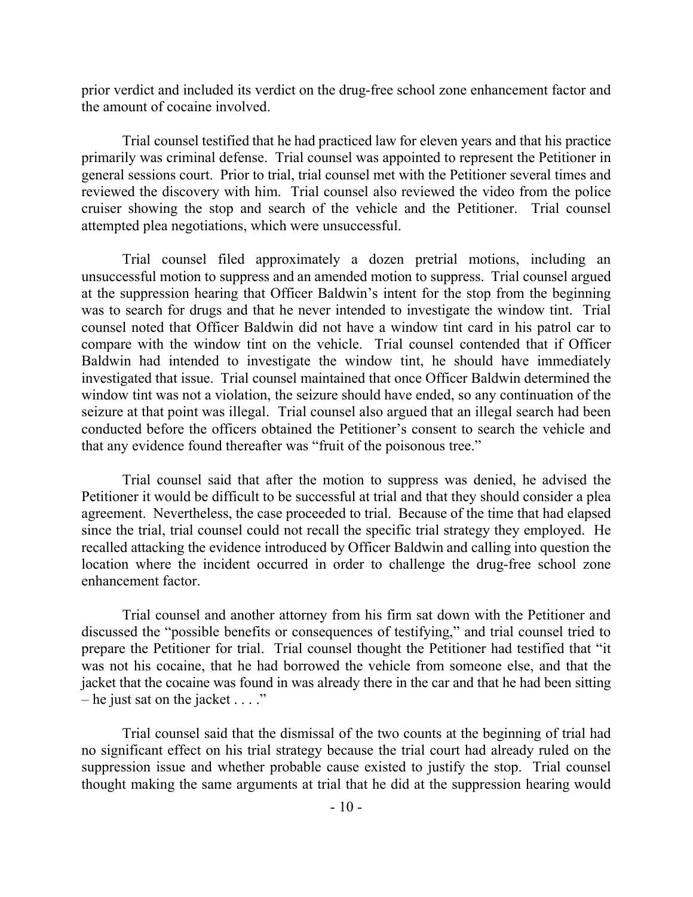prior verdict and included its verdict on the drug-free school zone enhancement factor and the amount of cocaine involved.

Trial counsel testified that he had practiced law for eleven years and that his practice primarily was criminal defense. Trial counsel was appointed to represent the Petitioner in general sessions court. Prior to trial, trial counsel met with the Petitioner several times and reviewed the discovery with him. Trial counsel also reviewed the video from the police cruiser showing the stop and search of the vehicle and the Petitioner. Trial counsel attempted plea negotiations, which were unsuccessful.

Trial counsel filed approximately a dozen pretrial motions, including an unsuccessful motion to suppress and an amended motion to suppress. Trial counsel argued at the suppression hearing that Officer Baldwin's intent for the stop from the beginning was to search for drugs and that he never intended to investigate the window tint. Trial counsel noted that Officer Baldwin did not have a window tint card in his patrol car to compare with the window tint on the vehicle. Trial counsel contended that if Officer Baldwin had intended to investigate the window tint, he should have immediately investigated that issue. Trial counsel maintained that once Officer Baldwin determined the window tint was not a violation, the seizure should have ended, so any continuation of the seizure at that point was illegal. Trial counsel also argued that an illegal search had been conducted before the officers obtained the Petitioner's consent to search the vehicle and that any evidence found thereafter was "fruit of the poisonous tree."

Trial counsel said that after the motion to suppress was denied, he advised the Petitioner it would be difficult to be successful at trial and that they should consider a plea agreement. Nevertheless, the case proceeded to trial. Because of the time that had elapsed since the trial, trial counsel could not recall the specific trial strategy they employed. He recalled attacking the evidence introduced by Officer Baldwin and calling into question the location where the incident occurred in order to challenge the drug-free school zone enhancement factor.

Trial counsel and another attorney from his firm sat down with the Petitioner and discussed the "possible benefits or consequences of testifying," and trial counsel tried to prepare the Petitioner for trial. Trial counsel thought the Petitioner had testified that "it was not his cocaine, that he had borrowed the vehicle from someone else, and that the jacket that the cocaine was found in was already there in the car and that he had been sitting – he just sat on the jacket . . . ."

Trial counsel said that the dismissal of the two counts at the beginning of trial had no significant effect on his trial strategy because the trial court had already ruled on the suppression issue and whether probable cause existed to justify the stop. Trial counsel thought making the same arguments at trial that he did at the suppression hearing would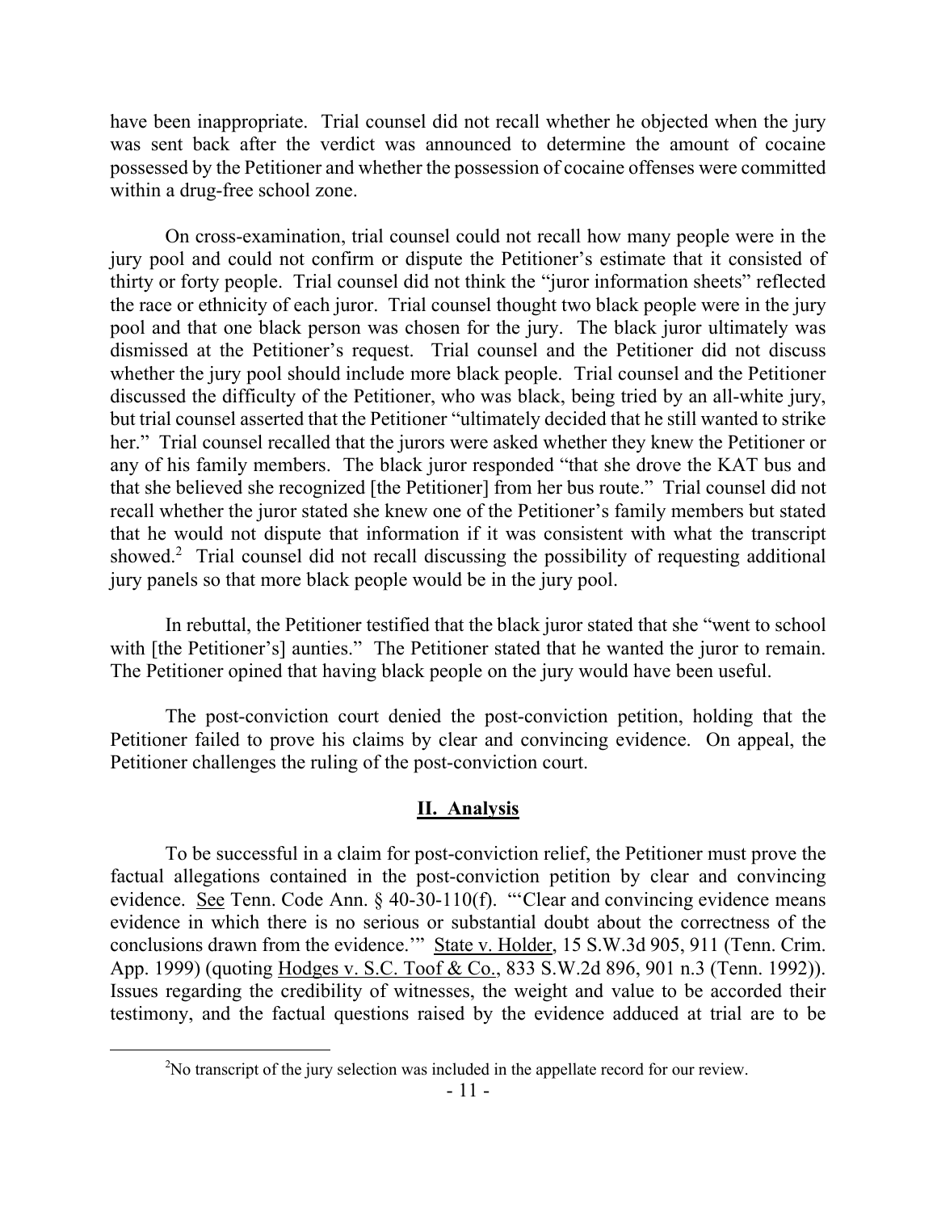have been inappropriate. Trial counsel did not recall whether he objected when the jury was sent back after the verdict was announced to determine the amount of cocaine possessed by the Petitioner and whether the possession of cocaine offenses were committed within a drug-free school zone.

On cross-examination, trial counsel could not recall how many people were in the jury pool and could not confirm or dispute the Petitioner's estimate that it consisted of thirty or forty people. Trial counsel did not think the "juror information sheets" reflected the race or ethnicity of each juror. Trial counsel thought two black people were in the jury pool and that one black person was chosen for the jury. The black juror ultimately was dismissed at the Petitioner's request. Trial counsel and the Petitioner did not discuss whether the jury pool should include more black people. Trial counsel and the Petitioner discussed the difficulty of the Petitioner, who was black, being tried by an all-white jury, but trial counsel asserted that the Petitioner "ultimately decided that he still wanted to strike her." Trial counsel recalled that the jurors were asked whether they knew the Petitioner or any of his family members. The black juror responded "that she drove the KAT bus and that she believed she recognized [the Petitioner] from her bus route." Trial counsel did not recall whether the juror stated she knew one of the Petitioner's family members but stated that he would not dispute that information if it was consistent with what the transcript showed.[2] Trial counsel did not recall discussing the possibility of requesting additional jury panels so that more black people would be in the jury pool.

In rebuttal, the Petitioner testified that the black juror stated that she "went to school with [the Petitioner's] aunties." The Petitioner stated that he wanted the juror to remain. The Petitioner opined that having black people on the jury would have been useful.

The post-conviction court denied the post-conviction petition, holding that the Petitioner failed to prove his claims by clear and convincing evidence. On appeal, the Petitioner challenges the ruling of the post-conviction court.

## II. Analysis

To be successful in a claim for post-conviction relief, the Petitioner must prove the factual allegations contained in the post-conviction petition by clear and convincing evidence. See Tenn. Code Ann. § 40-30-110(f). "'Clear and convincing evidence means evidence in which there is no serious or substantial doubt about the correctness of the conclusions drawn from the evidence.'" State v. Holder, 15 S.W.3d 905, 911 (Tenn. Crim. App. 1999) (quoting Hodges v. S.C. Toof & Co., 833 S.W.2d 896, 901 n.3 (Tenn. 1992)). Issues regarding the credibility of witnesses, the weight and value to be accorded their testimony, and the factual questions raised by the evidence adduced at trial are to be

[2] No transcript of the jury selection was included in the appellate record for our review.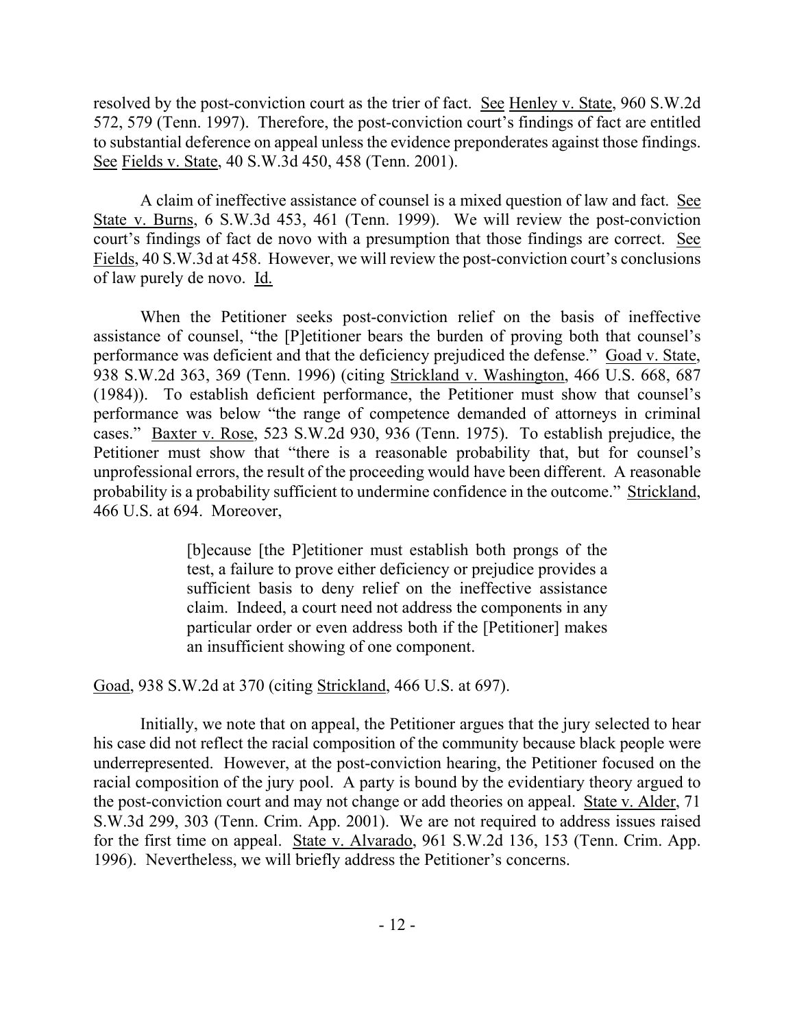resolved by the post-conviction court as the trier of fact. See Henley v. State, 960 S.W.2d 572, 579 (Tenn. 1997). Therefore, the post-conviction court's findings of fact are entitled to substantial deference on appeal unless the evidence preponderates against those findings. See Fields v. State, 40 S.W.3d 450, 458 (Tenn. 2001).

A claim of ineffective assistance of counsel is a mixed question of law and fact. See State v. Burns, 6 S.W.3d 453, 461 (Tenn. 1999). We will review the post-conviction court's findings of fact de novo with a presumption that those findings are correct. See Fields, 40 S.W.3d at 458. However, we will review the post-conviction court's conclusions of law purely de novo. Id.

When the Petitioner seeks post-conviction relief on the basis of ineffective assistance of counsel, "the [P]etitioner bears the burden of proving both that counsel's performance was deficient and that the deficiency prejudiced the defense." Goad v. State, 938 S.W.2d 363, 369 (Tenn. 1996) (citing Strickland v. Washington, 466 U.S. 668, 687 (1984)). To establish deficient performance, the Petitioner must show that counsel's performance was below "the range of competence demanded of attorneys in criminal cases." Baxter v. Rose, 523 S.W.2d 930, 936 (Tenn. 1975). To establish prejudice, the Petitioner must show that "there is a reasonable probability that, but for counsel's unprofessional errors, the result of the proceeding would have been different. A reasonable probability is a probability sufficient to undermine confidence in the outcome." Strickland, 466 U.S. at 694. Moreover,

> [b]ecause [the P]etitioner must establish both prongs of the test, a failure to prove either deficiency or prejudice provides a sufficient basis to deny relief on the ineffective assistance claim. Indeed, a court need not address the components in any particular order or even address both if the [Petitioner] makes an insufficient showing of one component.

Goad, 938 S.W.2d at 370 (citing Strickland, 466 U.S. at 697).

Initially, we note that on appeal, the Petitioner argues that the jury selected to hear his case did not reflect the racial composition of the community because black people were underrepresented. However, at the post-conviction hearing, the Petitioner focused on the racial composition of the jury pool. A party is bound by the evidentiary theory argued to the post-conviction court and may not change or add theories on appeal. State v. Alder, 71 S.W.3d 299, 303 (Tenn. Crim. App. 2001). We are not required to address issues raised for the first time on appeal. State v. Alvarado, 961 S.W.2d 136, 153 (Tenn. Crim. App. 1996). Nevertheless, we will briefly address the Petitioner's concerns.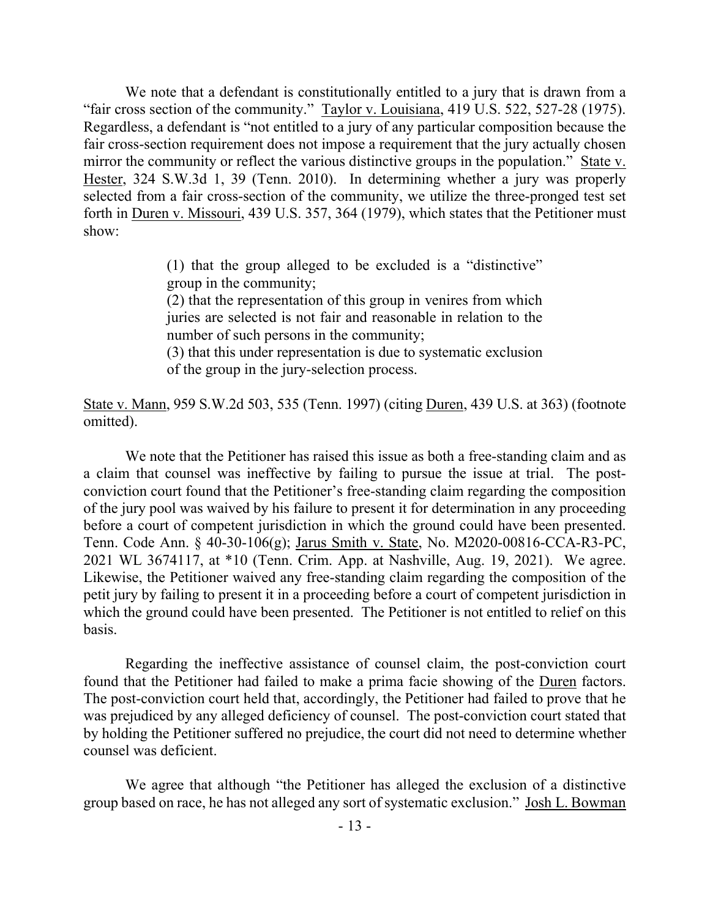We note that a defendant is constitutionally entitled to a jury that is drawn from a "fair cross section of the community." Taylor v. Louisiana, 419 U.S. 522, 527-28 (1975). Regardless, a defendant is "not entitled to a jury of any particular composition because the fair cross-section requirement does not impose a requirement that the jury actually chosen mirror the community or reflect the various distinctive groups in the population." State v. Hester, 324 S.W.3d 1, 39 (Tenn. 2010). In determining whether a jury was properly selected from a fair cross-section of the community, we utilize the three-pronged test set forth in Duren v. Missouri, 439 U.S. 357, 364 (1979), which states that the Petitioner must show:

> (1) that the group alleged to be excluded is a "distinctive" group in the community;
> (2) that the representation of this group in venires from which juries are selected is not fair and reasonable in relation to the number of such persons in the community;
> (3) that this under representation is due to systematic exclusion of the group in the jury-selection process.

State v. Mann, 959 S.W.2d 503, 535 (Tenn. 1997) (citing Duren, 439 U.S. at 363) (footnote omitted).

We note that the Petitioner has raised this issue as both a free-standing claim and as a claim that counsel was ineffective by failing to pursue the issue at trial. The post-conviction court found that the Petitioner's free-standing claim regarding the composition of the jury pool was waived by his failure to present it for determination in any proceeding before a court of competent jurisdiction in which the ground could have been presented. Tenn. Code Ann. § 40-30-106(g); Jarus Smith v. State, No. M2020-00816-CCA-R3-PC, 2021 WL 3674117, at *10 (Tenn. Crim. App. at Nashville, Aug. 19, 2021). We agree. Likewise, the Petitioner waived any free-standing claim regarding the composition of the petit jury by failing to present it in a proceeding before a court of competent jurisdiction in which the ground could have been presented. The Petitioner is not entitled to relief on this basis.

Regarding the ineffective assistance of counsel claim, the post-conviction court found that the Petitioner had failed to make a prima facie showing of the Duren factors. The post-conviction court held that, accordingly, the Petitioner had failed to prove that he was prejudiced by any alleged deficiency of counsel. The post-conviction court stated that by holding the Petitioner suffered no prejudice, the court did not need to determine whether counsel was deficient.

We agree that although "the Petitioner has alleged the exclusion of a distinctive group based on race, he has not alleged any sort of systematic exclusion." Josh L. Bowman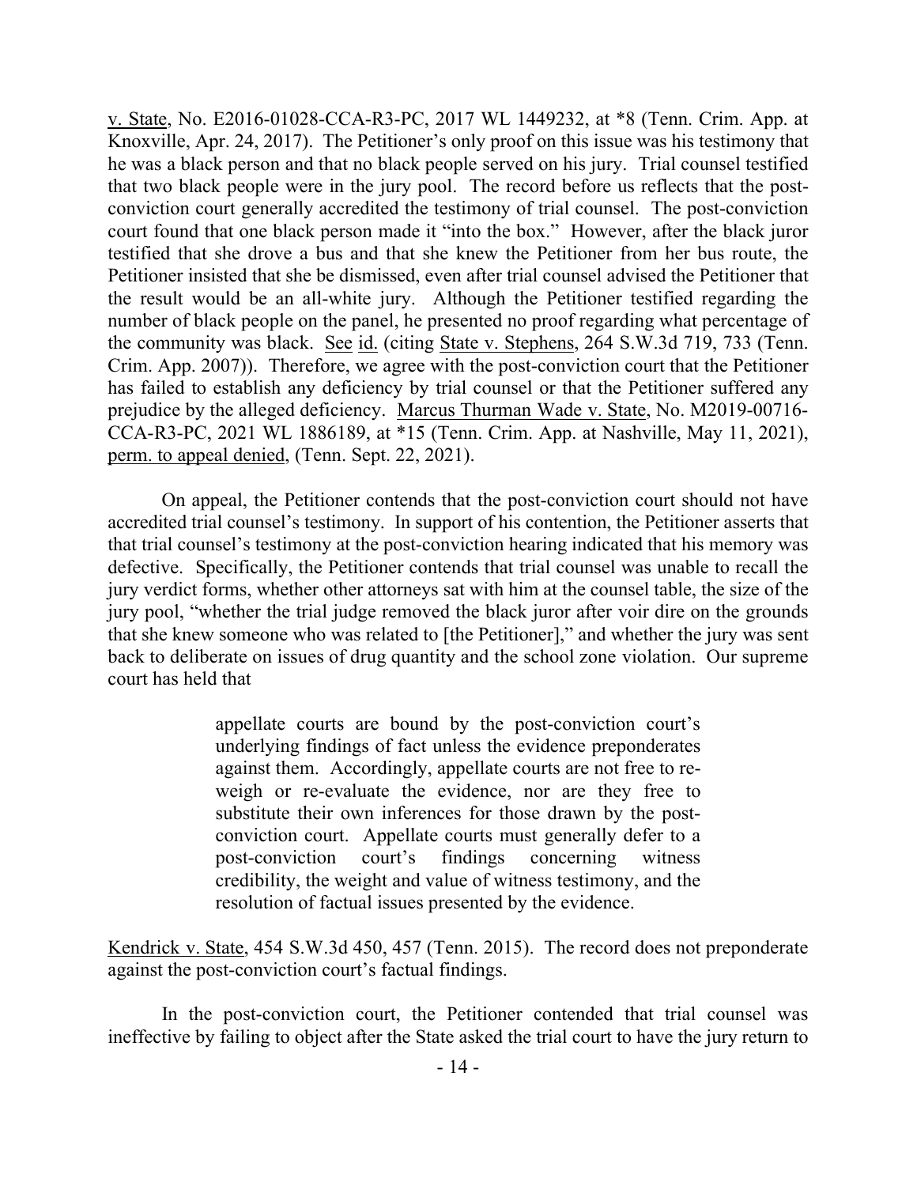v. State, No. E2016-01028-CCA-R3-PC, 2017 WL 1449232, at *8 (Tenn. Crim. App. at Knoxville, Apr. 24, 2017). The Petitioner's only proof on this issue was his testimony that he was a black person and that no black people served on his jury. Trial counsel testified that two black people were in the jury pool. The record before us reflects that the post-conviction court generally accredited the testimony of trial counsel. The post-conviction court found that one black person made it "into the box." However, after the black juror testified that she drove a bus and that she knew the Petitioner from her bus route, the Petitioner insisted that she be dismissed, even after trial counsel advised the Petitioner that the result would be an all-white jury. Although the Petitioner testified regarding the number of black people on the panel, he presented no proof regarding what percentage of the community was black. See id. (citing State v. Stephens, 264 S.W.3d 719, 733 (Tenn. Crim. App. 2007)). Therefore, we agree with the post-conviction court that the Petitioner has failed to establish any deficiency by trial counsel or that the Petitioner suffered any prejudice by the alleged deficiency. Marcus Thurman Wade v. State, No. M2019-00716-CCA-R3-PC, 2021 WL 1886189, at *15 (Tenn. Crim. App. at Nashville, May 11, 2021), perm. to appeal denied, (Tenn. Sept. 22, 2021).

On appeal, the Petitioner contends that the post-conviction court should not have accredited trial counsel's testimony. In support of his contention, the Petitioner asserts that that trial counsel's testimony at the post-conviction hearing indicated that his memory was defective. Specifically, the Petitioner contends that trial counsel was unable to recall the jury verdict forms, whether other attorneys sat with him at the counsel table, the size of the jury pool, "whether the trial judge removed the black juror after voir dire on the grounds that she knew someone who was related to [the Petitioner]," and whether the jury was sent back to deliberate on issues of drug quantity and the school zone violation. Our supreme court has held that

> appellate courts are bound by the post-conviction court's underlying findings of fact unless the evidence preponderates against them. Accordingly, appellate courts are not free to re-weigh or re-evaluate the evidence, nor are they free to substitute their own inferences for those drawn by the post-conviction court. Appellate courts must generally defer to a post-conviction court's findings concerning witness credibility, the weight and value of witness testimony, and the resolution of factual issues presented by the evidence.

Kendrick v. State, 454 S.W.3d 450, 457 (Tenn. 2015). The record does not preponderate against the post-conviction court's factual findings.

In the post-conviction court, the Petitioner contended that trial counsel was ineffective by failing to object after the State asked the trial court to have the jury return to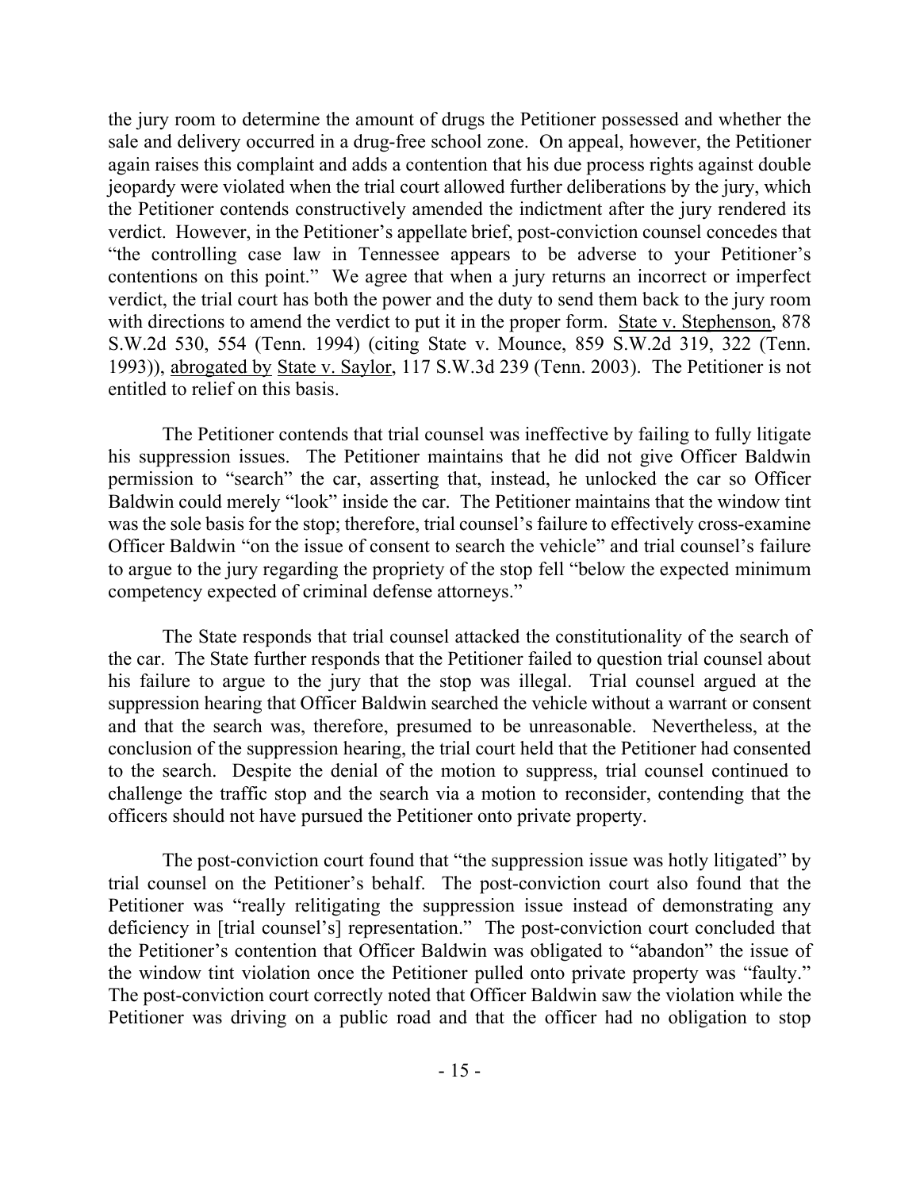the jury room to determine the amount of drugs the Petitioner possessed and whether the sale and delivery occurred in a drug-free school zone. On appeal, however, the Petitioner again raises this complaint and adds a contention that his due process rights against double jeopardy were violated when the trial court allowed further deliberations by the jury, which the Petitioner contends constructively amended the indictment after the jury rendered its verdict. However, in the Petitioner's appellate brief, post-conviction counsel concedes that "the controlling case law in Tennessee appears to be adverse to your Petitioner's contentions on this point." We agree that when a jury returns an incorrect or imperfect verdict, the trial court has both the power and the duty to send them back to the jury room with directions to amend the verdict to put it in the proper form. State v. Stephenson, 878 S.W.2d 530, 554 (Tenn. 1994) (citing State v. Mounce, 859 S.W.2d 319, 322 (Tenn. 1993)), abrogated by State v. Saylor, 117 S.W.3d 239 (Tenn. 2003). The Petitioner is not entitled to relief on this basis.

The Petitioner contends that trial counsel was ineffective by failing to fully litigate his suppression issues. The Petitioner maintains that he did not give Officer Baldwin permission to "search" the car, asserting that, instead, he unlocked the car so Officer Baldwin could merely "look" inside the car. The Petitioner maintains that the window tint was the sole basis for the stop; therefore, trial counsel's failure to effectively cross-examine Officer Baldwin "on the issue of consent to search the vehicle" and trial counsel's failure to argue to the jury regarding the propriety of the stop fell "below the expected minimum competency expected of criminal defense attorneys."

The State responds that trial counsel attacked the constitutionality of the search of the car. The State further responds that the Petitioner failed to question trial counsel about his failure to argue to the jury that the stop was illegal. Trial counsel argued at the suppression hearing that Officer Baldwin searched the vehicle without a warrant or consent and that the search was, therefore, presumed to be unreasonable. Nevertheless, at the conclusion of the suppression hearing, the trial court held that the Petitioner had consented to the search. Despite the denial of the motion to suppress, trial counsel continued to challenge the traffic stop and the search via a motion to reconsider, contending that the officers should not have pursued the Petitioner onto private property.

The post-conviction court found that "the suppression issue was hotly litigated" by trial counsel on the Petitioner's behalf. The post-conviction court also found that the Petitioner was "really relitigating the suppression issue instead of demonstrating any deficiency in [trial counsel's] representation." The post-conviction court concluded that the Petitioner's contention that Officer Baldwin was obligated to "abandon" the issue of the window tint violation once the Petitioner pulled onto private property was "faulty." The post-conviction court correctly noted that Officer Baldwin saw the violation while the Petitioner was driving on a public road and that the officer had no obligation to stop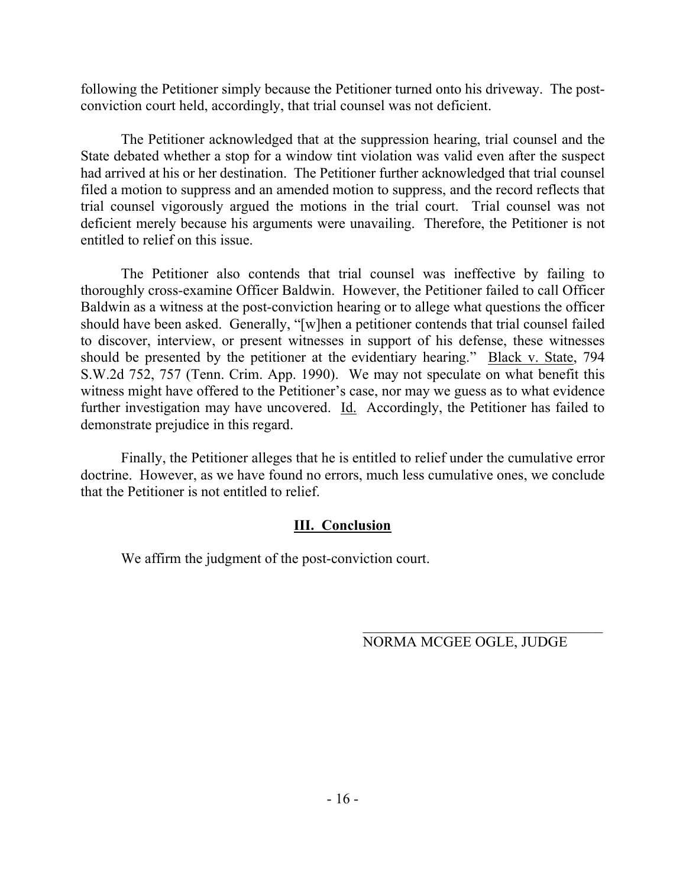following the Petitioner simply because the Petitioner turned onto his driveway. The post-conviction court held, accordingly, that trial counsel was not deficient.

The Petitioner acknowledged that at the suppression hearing, trial counsel and the State debated whether a stop for a window tint violation was valid even after the suspect had arrived at his or her destination. The Petitioner further acknowledged that trial counsel filed a motion to suppress and an amended motion to suppress, and the record reflects that trial counsel vigorously argued the motions in the trial court. Trial counsel was not deficient merely because his arguments were unavailing. Therefore, the Petitioner is not entitled to relief on this issue.

The Petitioner also contends that trial counsel was ineffective by failing to thoroughly cross-examine Officer Baldwin. However, the Petitioner failed to call Officer Baldwin as a witness at the post-conviction hearing or to allege what questions the officer should have been asked. Generally, "[w]hen a petitioner contends that trial counsel failed to discover, interview, or present witnesses in support of his defense, these witnesses should be presented by the petitioner at the evidentiary hearing." Black v. State, 794 S.W.2d 752, 757 (Tenn. Crim. App. 1990). We may not speculate on what benefit this witness might have offered to the Petitioner's case, nor may we guess as to what evidence further investigation may have uncovered. Id. Accordingly, the Petitioner has failed to demonstrate prejudice in this regard.

Finally, the Petitioner alleges that he is entitled to relief under the cumulative error doctrine. However, as we have found no errors, much less cumulative ones, we conclude that the Petitioner is not entitled to relief.

## III. Conclusion

We affirm the judgment of the post-conviction court.

\_\_\_\_\_\_\_\_\_\_\_\_\_\_\_\_\_\_\_\_\_\_\_\_\_\_\_\_\_\_\_\_\_\_\_\_

NORMA MCGEE OGLE, JUDGE